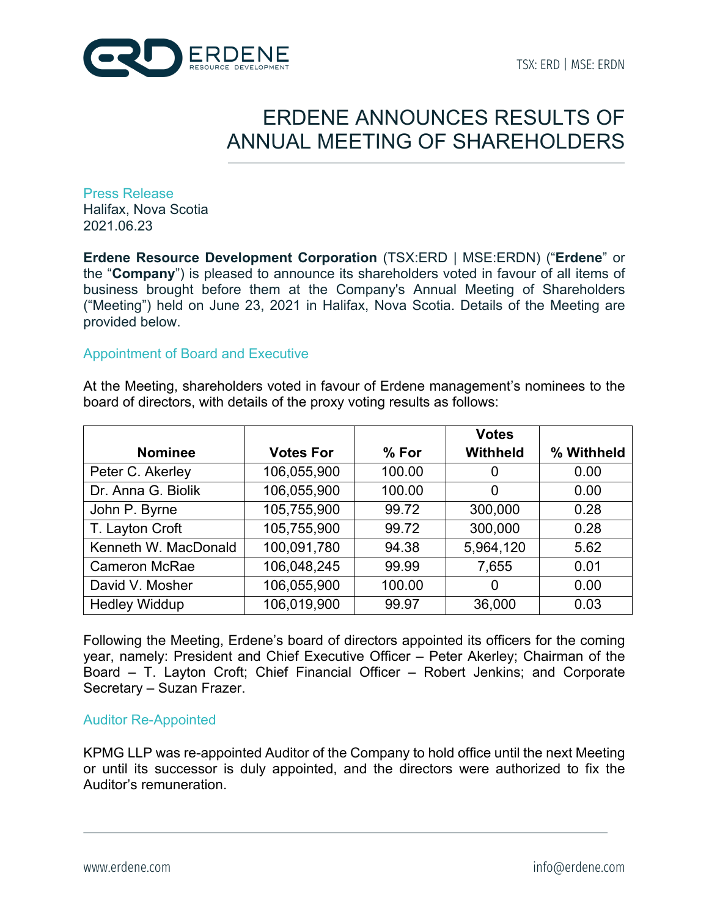TSX: ERD | MSE: ERDN

# ERDENE ANNOUNCES RESULTS OF ANNUAL MEETING OF SHAREHOLDERS

Press Release
Halifax, Nova Scotia
2021.06.23

**Erdene Resource Development Corporation** (TSX:ERD | MSE:ERDN) ("**Erdene**" or the "**Company**") is pleased to announce its shareholders voted in favour of all items of business brought before them at the Company's Annual Meeting of Shareholders ("Meeting") held on June 23, 2021 in Halifax, Nova Scotia. Details of the Meeting are provided below.

## Appointment of Board and Executive

At the Meeting, shareholders voted in favour of Erdene management's nominees to the board of directors, with details of the proxy voting results as follows:

| Nominee | Votes For | % For | Votes Withheld | % Withheld |
|---|---|---|---|---|
| Peter C. Akerley | 106,055,900 | 100.00 | 0 | 0.00 |
| Dr. Anna G. Biolik | 106,055,900 | 100.00 | 0 | 0.00 |
| John P. Byrne | 105,755,900 | 99.72 | 300,000 | 0.28 |
| T. Layton Croft | 105,755,900 | 99.72 | 300,000 | 0.28 |
| Kenneth W. MacDonald | 100,091,780 | 94.38 | 5,964,120 | 5.62 |
| Cameron McRae | 106,048,245 | 99.99 | 7,655 | 0.01 |
| David V. Mosher | 106,055,900 | 100.00 | 0 | 0.00 |
| Hedley Widdup | 106,019,900 | 99.97 | 36,000 | 0.03 |

Following the Meeting, Erdene's board of directors appointed its officers for the coming year, namely: President and Chief Executive Officer – Peter Akerley; Chairman of the Board – T. Layton Croft; Chief Financial Officer – Robert Jenkins; and Corporate Secretary – Suzan Frazer.

## Auditor Re-Appointed

KPMG LLP was re-appointed Auditor of the Company to hold office until the next Meeting or until its successor is duly appointed, and the directors were authorized to fix the Auditor's remuneration.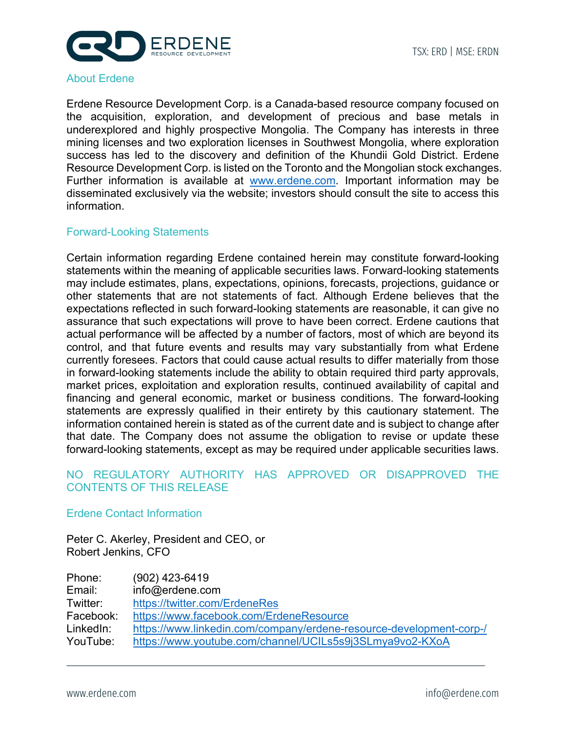## About Erdene

Erdene Resource Development Corp. is a Canada-based resource company focused on the acquisition, exploration, and development of precious and base metals in underexplored and highly prospective Mongolia. The Company has interests in three mining licenses and two exploration licenses in Southwest Mongolia, where exploration success has led to the discovery and definition of the Khundii Gold District. Erdene Resource Development Corp. is listed on the Toronto and the Mongolian stock exchanges. Further information is available at [www.erdene.com](http://www.erdene.com). Important information may be disseminated exclusively via the website; investors should consult the site to access this information.

## Forward-Looking Statements

Certain information regarding Erdene contained herein may constitute forward-looking statements within the meaning of applicable securities laws. Forward-looking statements may include estimates, plans, expectations, opinions, forecasts, projections, guidance or other statements that are not statements of fact. Although Erdene believes that the expectations reflected in such forward-looking statements are reasonable, it can give no assurance that such expectations will prove to have been correct. Erdene cautions that actual performance will be affected by a number of factors, most of which are beyond its control, and that future events and results may vary substantially from what Erdene currently foresees. Factors that could cause actual results to differ materially from those in forward-looking statements include the ability to obtain required third party approvals, market prices, exploitation and exploration results, continued availability of capital and financing and general economic, market or business conditions. The forward-looking statements are expressly qualified in their entirety by this cautionary statement. The information contained herein is stated as of the current date and is subject to change after that date. The Company does not assume the obligation to revise or update these forward-looking statements, except as may be required under applicable securities laws.

## NO REGULATORY AUTHORITY HAS APPROVED OR DISAPPROVED THE CONTENTS OF THIS RELEASE

## Erdene Contact Information

Peter C. Akerley, President and CEO, or
Robert Jenkins, CFO

| | |
|---|---|
| Phone: | (902) 423-6419 |
| Email: | info@erdene.com |
| Twitter: | https://twitter.com/ErdeneRes |
| Facebook: | https://www.facebook.com/ErdeneResource |
| LinkedIn: | https://www.linkedin.com/company/erdene-resource-development-corp-/ |
| YouTube: | https://www.youtube.com/channel/UCILs5s9j3SLmya9vo2-KXoA |